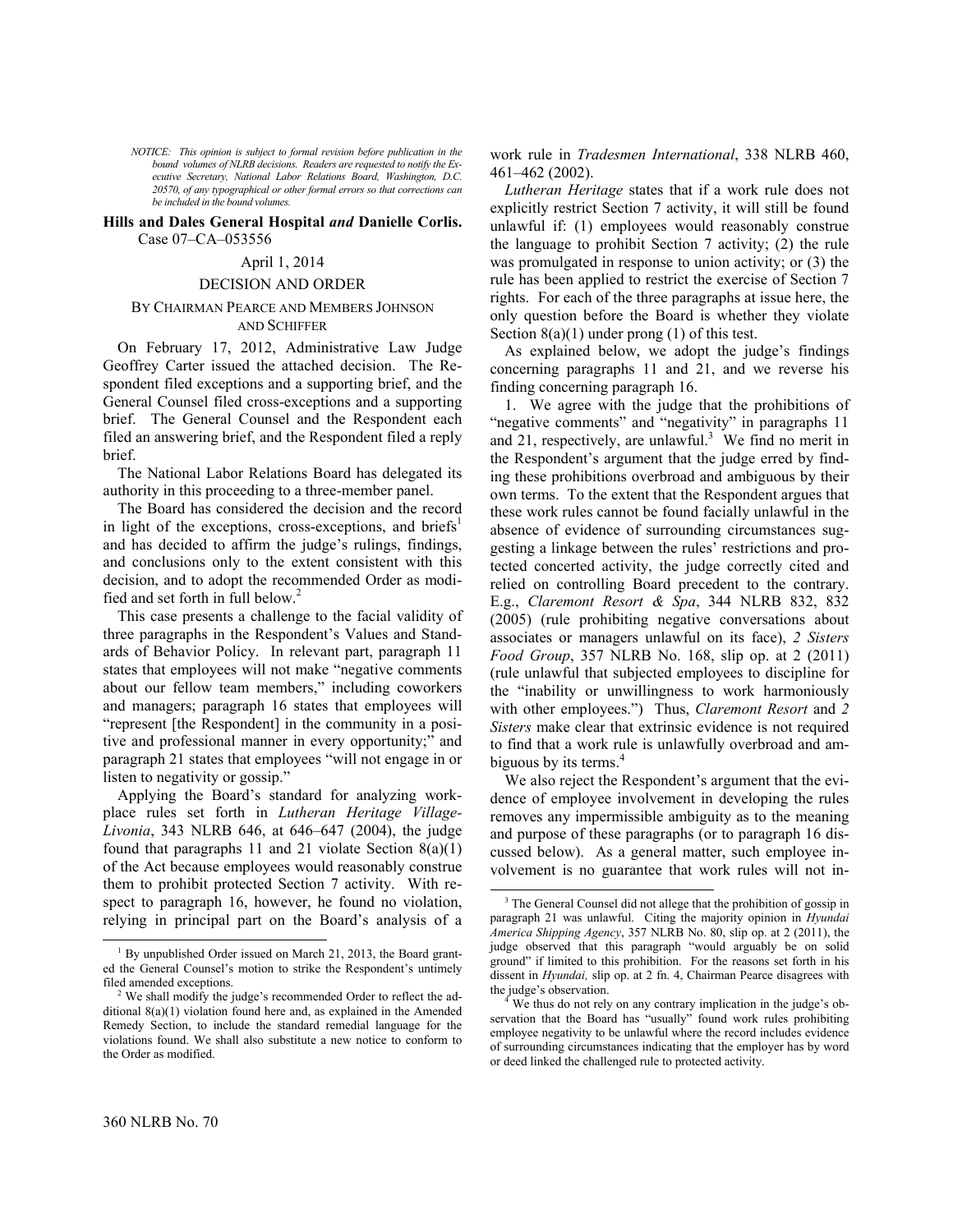*NOTICE: This opinion is subject to formal revision before publication in the bound volumes of NLRB decisions. Readers are requested to notify the Executive Secretary, National Labor Relations Board, Washington, D.C. 20570, of any typographical or other formal errors so that corrections can be included in the bound volumes.*

**Hills and Dales General Hospital *and* Danielle Corlis.** Case 07–CA–053556

April 1, 2014

DECISION AND ORDER

BY CHAIRMAN PEARCE AND MEMBERS JOHNSON AND SCHIFFER

On February 17, 2012, Administrative Law Judge Geoffrey Carter issued the attached decision. The Respondent filed exceptions and a supporting brief, and the General Counsel filed cross-exceptions and a supporting brief. The General Counsel and the Respondent each filed an answering brief, and the Respondent filed a reply brief.

The National Labor Relations Board has delegated its authority in this proceeding to a three-member panel.

The Board has considered the decision and the record in light of the exceptions, cross-exceptions, and briefs[1] and has decided to affirm the judge's rulings, findings, and conclusions only to the extent consistent with this decision, and to adopt the recommended Order as modified and set forth in full below.[2]

This case presents a challenge to the facial validity of three paragraphs in the Respondent's Values and Standards of Behavior Policy. In relevant part, paragraph 11 states that employees will not make "negative comments about our fellow team members," including coworkers and managers; paragraph 16 states that employees will "represent [the Respondent] in the community in a positive and professional manner in every opportunity;" and paragraph 21 states that employees "will not engage in or listen to negativity or gossip."

Applying the Board's standard for analyzing workplace rules set forth in *Lutheran Heritage Village-Livonia*, 343 NLRB 646, at 646–647 (2004), the judge found that paragraphs 11 and 21 violate Section 8(a)(1) of the Act because employees would reasonably construe them to prohibit protected Section 7 activity. With respect to paragraph 16, however, he found no violation, relying in principal part on the Board's analysis of a work rule in *Tradesmen International*, 338 NLRB 460, 461–462 (2002).

*Lutheran Heritage* states that if a work rule does not explicitly restrict Section 7 activity, it will still be found unlawful if: (1) employees would reasonably construe the language to prohibit Section 7 activity; (2) the rule was promulgated in response to union activity; or (3) the rule has been applied to restrict the exercise of Section 7 rights. For each of the three paragraphs at issue here, the only question before the Board is whether they violate Section 8(a)(1) under prong (1) of this test.

As explained below, we adopt the judge's findings concerning paragraphs 11 and 21, and we reverse his finding concerning paragraph 16.

1. We agree with the judge that the prohibitions of "negative comments" and "negativity" in paragraphs 11 and 21, respectively, are unlawful.[3] We find no merit in the Respondent's argument that the judge erred by finding these prohibitions overbroad and ambiguous by their own terms. To the extent that the Respondent argues that these work rules cannot be found facially unlawful in the absence of evidence of surrounding circumstances suggesting a linkage between the rules' restrictions and protected concerted activity, the judge correctly cited and relied on controlling Board precedent to the contrary. E.g., *Claremont Resort & Spa*, 344 NLRB 832, 832 (2005) (rule prohibiting negative conversations about associates or managers unlawful on its face), *2 Sisters Food Group*, 357 NLRB No. 168, slip op. at 2 (2011) (rule unlawful that subjected employees to discipline for the "inability or unwillingness to work harmoniously with other employees.") Thus, *Claremont Resort* and *2 Sisters* make clear that extrinsic evidence is not required to find that a work rule is unlawfully overbroad and ambiguous by its terms.[4]

We also reject the Respondent's argument that the evidence of employee involvement in developing the rules removes any impermissible ambiguity as to the meaning and purpose of these paragraphs (or to paragraph 16 discussed below). As a general matter, such employee involvement is no guarantee that work rules will not in-

---

[1] By unpublished Order issued on March 21, 2013, the Board granted the General Counsel's motion to strike the Respondent's untimely filed amended exceptions.

[2] We shall modify the judge's recommended Order to reflect the additional 8(a)(1) violation found here and, as explained in the Amended Remedy Section, to include the standard remedial language for the violations found. We shall also substitute a new notice to conform to the Order as modified.

[3] The General Counsel did not allege that the prohibition of gossip in paragraph 21 was unlawful. Citing the majority opinion in *Hyundai America Shipping Agency*, 357 NLRB No. 80, slip op. at 2 (2011), the judge observed that this paragraph "would arguably be on solid ground" if limited to this prohibition. For the reasons set forth in his dissent in *Hyundai,* slip op. at 2 fn. 4, Chairman Pearce disagrees with the judge's observation.

[4] We thus do not rely on any contrary implication in the judge's observation that the Board has "usually" found work rules prohibiting employee negativity to be unlawful where the record includes evidence of surrounding circumstances indicating that the employer has by word or deed linked the challenged rule to protected activity.

360 NLRB No. 70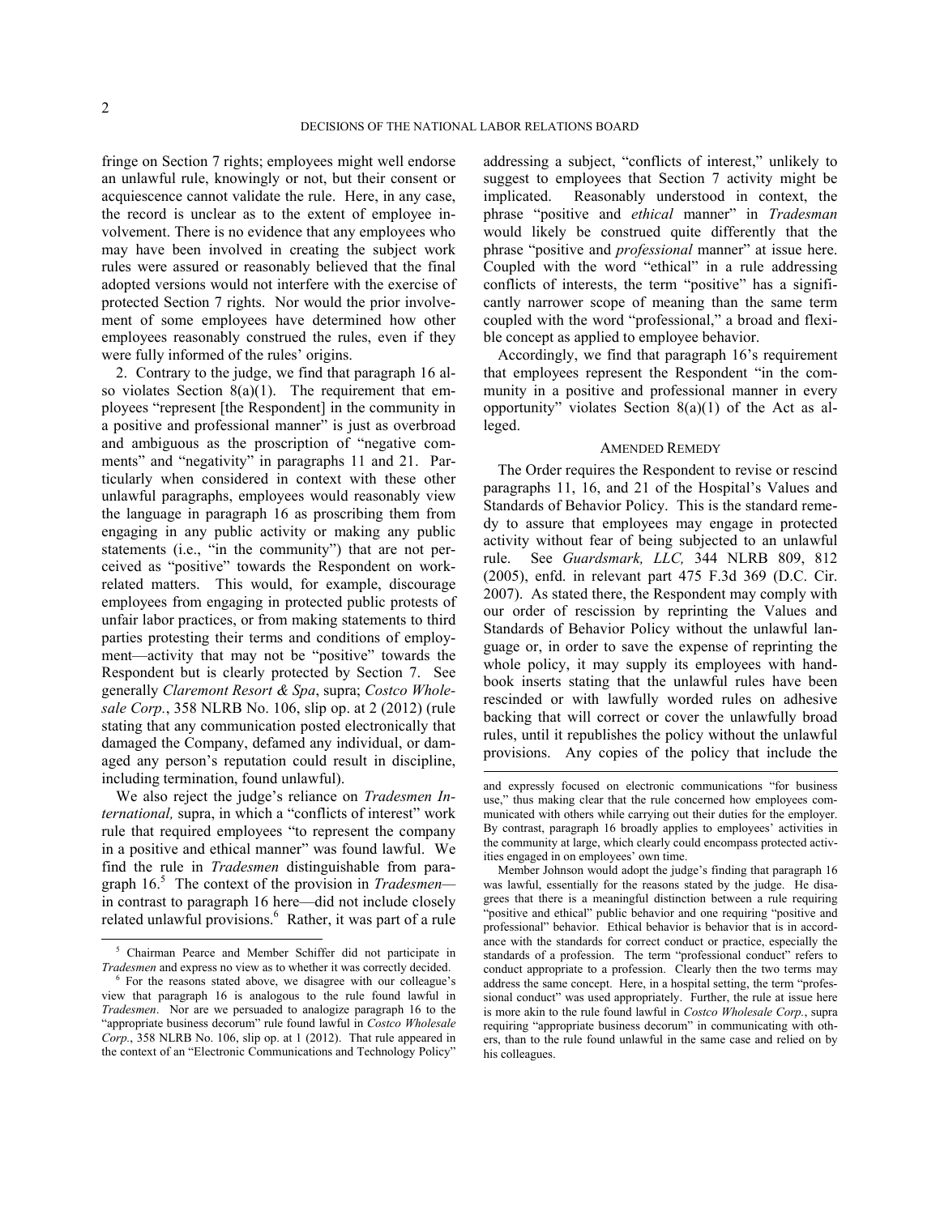fringe on Section 7 rights; employees might well endorse an unlawful rule, knowingly or not, but their consent or acquiescence cannot validate the rule. Here, in any case, the record is unclear as to the extent of employee involvement. There is no evidence that any employees who may have been involved in creating the subject work rules were assured or reasonably believed that the final adopted versions would not interfere with the exercise of protected Section 7 rights. Nor would the prior involvement of some employees have determined how other employees reasonably construed the rules, even if they were fully informed of the rules' origins.

2. Contrary to the judge, we find that paragraph 16 also violates Section 8(a)(1). The requirement that employees "represent [the Respondent] in the community in a positive and professional manner" is just as overbroad and ambiguous as the proscription of "negative comments" and "negativity" in paragraphs 11 and 21. Particularly when considered in context with these other unlawful paragraphs, employees would reasonably view the language in paragraph 16 as proscribing them from engaging in any public activity or making any public statements (i.e., "in the community") that are not perceived as "positive" towards the Respondent on work-related matters. This would, for example, discourage employees from engaging in protected public protests of unfair labor practices, or from making statements to third parties protesting their terms and conditions of employment—activity that may not be "positive" towards the Respondent but is clearly protected by Section 7. See generally *Claremont Resort & Spa*, supra; *Costco Wholesale Corp.*, 358 NLRB No. 106, slip op. at 2 (2012) (rule stating that any communication posted electronically that damaged the Company, defamed any individual, or damaged any person's reputation could result in discipline, including termination, found unlawful).

We also reject the judge's reliance on *Tradesmen International,* supra, in which a "conflicts of interest" work rule that required employees "to represent the company in a positive and ethical manner" was found lawful. We find the rule in *Tradesmen* distinguishable from paragraph 16.[5] The context of the provision in *Tradesmen*—in contrast to paragraph 16 here—did not include closely related unlawful provisions.[6] Rather, it was part of a rule addressing a subject, "conflicts of interest," unlikely to suggest to employees that Section 7 activity might be implicated. Reasonably understood in context, the phrase "positive and *ethical* manner" in *Tradesman* would likely be construed quite differently that the phrase "positive and *professional* manner" at issue here. Coupled with the word "ethical" in a rule addressing conflicts of interests, the term "positive" has a significantly narrower scope of meaning than the same term coupled with the word "professional," a broad and flexible concept as applied to employee behavior.

Accordingly, we find that paragraph 16's requirement that employees represent the Respondent "in the community in a positive and professional manner in every opportunity" violates Section 8(a)(1) of the Act as alleged.

## AMENDED REMEDY

The Order requires the Respondent to revise or rescind paragraphs 11, 16, and 21 of the Hospital's Values and Standards of Behavior Policy. This is the standard remedy to assure that employees may engage in protected activity without fear of being subjected to an unlawful rule. See *Guardsmark, LLC,* 344 NLRB 809, 812 (2005), enfd. in relevant part 475 F.3d 369 (D.C. Cir. 2007). As stated there, the Respondent may comply with our order of rescission by reprinting the Values and Standards of Behavior Policy without the unlawful language or, in order to save the expense of reprinting the whole policy, it may supply its employees with handbook inserts stating that the unlawful rules have been rescinded or with lawfully worded rules on adhesive backing that will correct or cover the unlawfully broad rules, until it republishes the policy without the unlawful provisions. Any copies of the policy that include the

---

[5] Chairman Pearce and Member Schiffer did not participate in *Tradesmen* and express no view as to whether it was correctly decided.

[6] For the reasons stated above, we disagree with our colleague's view that paragraph 16 is analogous to the rule found lawful in *Tradesmen*. Nor are we persuaded to analogize paragraph 16 to the "appropriate business decorum" rule found lawful in *Costco Wholesale Corp.*, 358 NLRB No. 106, slip op. at 1 (2012). That rule appeared in the context of an "Electronic Communications and Technology Policy" and expressly focused on electronic communications "for business use," thus making clear that the rule concerned how employees communicated with others while carrying out their duties for the employer. By contrast, paragraph 16 broadly applies to employees' activities in the community at large, which clearly could encompass protected activities engaged in on employees' own time.

Member Johnson would adopt the judge's finding that paragraph 16 was lawful, essentially for the reasons stated by the judge. He disagrees that there is a meaningful distinction between a rule requiring "positive and ethical" public behavior and one requiring "positive and professional" behavior. Ethical behavior is behavior that is in accordance with the standards for correct conduct or practice, especially the standards of a profession. The term "professional conduct" refers to conduct appropriate to a profession. Clearly then the two terms may address the same concept. Here, in a hospital setting, the term "professional conduct" was used appropriately. Further, the rule at issue here is more akin to the rule found lawful in *Costco Wholesale Corp.*, supra requiring "appropriate business decorum" in communicating with others, than to the rule found unlawful in the same case and relied on by his colleagues.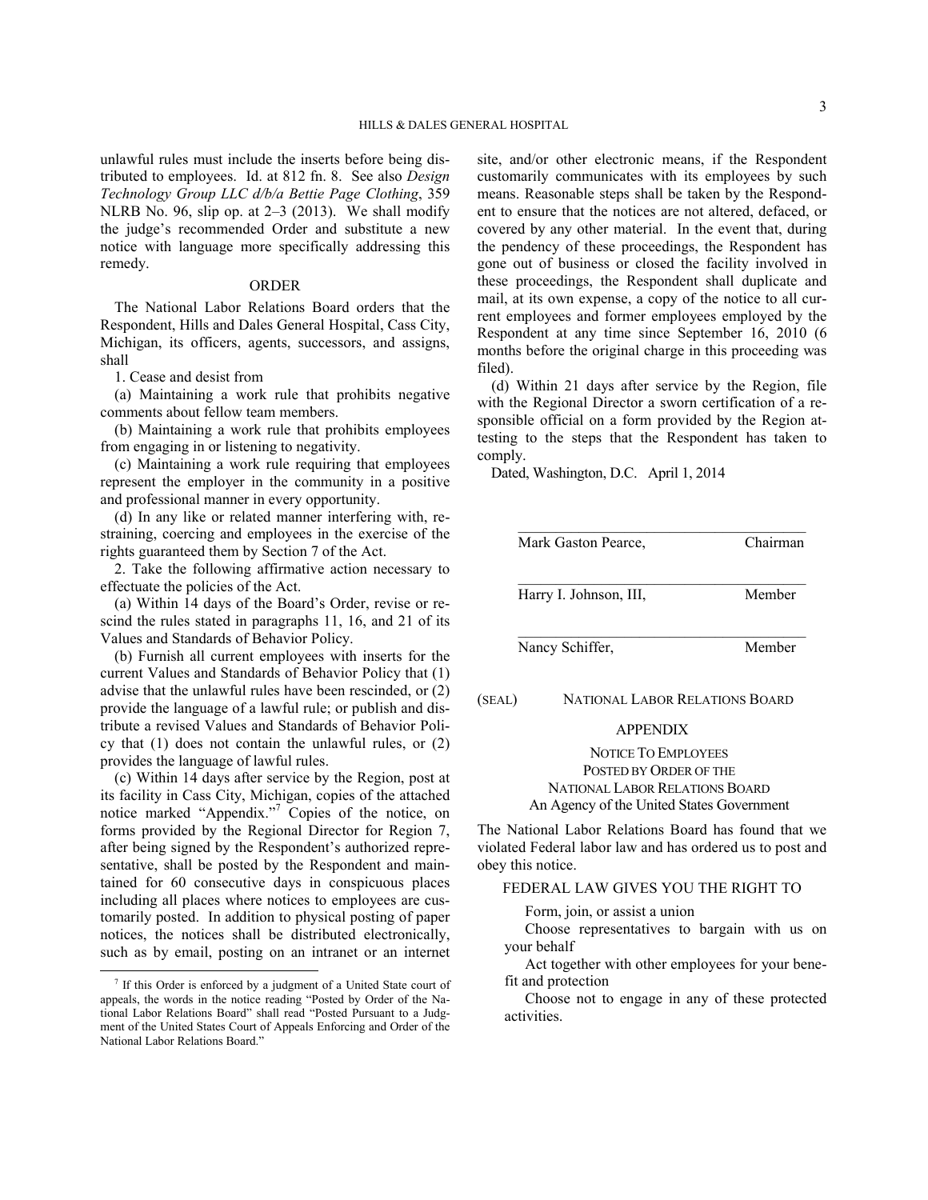unlawful rules must include the inserts before being distributed to employees. Id. at 812 fn. 8. See also *Design Technology Group LLC d/b/a Bettie Page Clothing*, 359 NLRB No. 96, slip op. at 2–3 (2013). We shall modify the judge's recommended Order and substitute a new notice with language more specifically addressing this remedy.

## ORDER

The National Labor Relations Board orders that the Respondent, Hills and Dales General Hospital, Cass City, Michigan, its officers, agents, successors, and assigns, shall

1. Cease and desist from

(a) Maintaining a work rule that prohibits negative comments about fellow team members.

(b) Maintaining a work rule that prohibits employees from engaging in or listening to negativity.

(c) Maintaining a work rule requiring that employees represent the employer in the community in a positive and professional manner in every opportunity.

(d) In any like or related manner interfering with, restraining, coercing and employees in the exercise of the rights guaranteed them by Section 7 of the Act.

2. Take the following affirmative action necessary to effectuate the policies of the Act.

(a) Within 14 days of the Board's Order, revise or rescind the rules stated in paragraphs 11, 16, and 21 of its Values and Standards of Behavior Policy.

(b) Furnish all current employees with inserts for the current Values and Standards of Behavior Policy that (1) advise that the unlawful rules have been rescinded, or (2) provide the language of a lawful rule; or publish and distribute a revised Values and Standards of Behavior Policy that (1) does not contain the unlawful rules, or (2) provides the language of lawful rules.

(c) Within 14 days after service by the Region, post at its facility in Cass City, Michigan, copies of the attached notice marked "Appendix."[7] Copies of the notice, on forms provided by the Regional Director for Region 7, after being signed by the Respondent's authorized representative, shall be posted by the Respondent and maintained for 60 consecutive days in conspicuous places including all places where notices to employees are customarily posted. In addition to physical posting of paper notices, the notices shall be distributed electronically, such as by email, posting on an intranet or an internet site, and/or other electronic means, if the Respondent customarily communicates with its employees by such means. Reasonable steps shall be taken by the Respondent to ensure that the notices are not altered, defaced, or covered by any other material. In the event that, during the pendency of these proceedings, the Respondent has gone out of business or closed the facility involved in these proceedings, the Respondent shall duplicate and mail, at its own expense, a copy of the notice to all current employees and former employees employed by the Respondent at any time since September 16, 2010 (6 months before the original charge in this proceeding was filed).

(d) Within 21 days after service by the Region, file with the Regional Director a sworn certification of a responsible official on a form provided by the Region attesting to the steps that the Respondent has taken to comply.

Dated, Washington, D.C. April 1, 2014

| | |
|---|---|
| Mark Gaston Pearce, | Chairman |
| Harry I. Johnson, III, | Member |
| Nancy Schiffer, | Member |

(SEAL) NATIONAL LABOR RELATIONS BOARD

## APPENDIX

NOTICE TO EMPLOYEES
POSTED BY ORDER OF THE
NATIONAL LABOR RELATIONS BOARD
An Agency of the United States Government

The National Labor Relations Board has found that we violated Federal labor law and has ordered us to post and obey this notice.

FEDERAL LAW GIVES YOU THE RIGHT TO

Form, join, or assist a union

Choose representatives to bargain with us on your behalf

Act together with other employees for your benefit and protection

Choose not to engage in any of these protected activities.

[7] If this Order is enforced by a judgment of a United State court of appeals, the words in the notice reading "Posted by Order of the National Labor Relations Board" shall read "Posted Pursuant to a Judgment of the United States Court of Appeals Enforcing and Order of the National Labor Relations Board."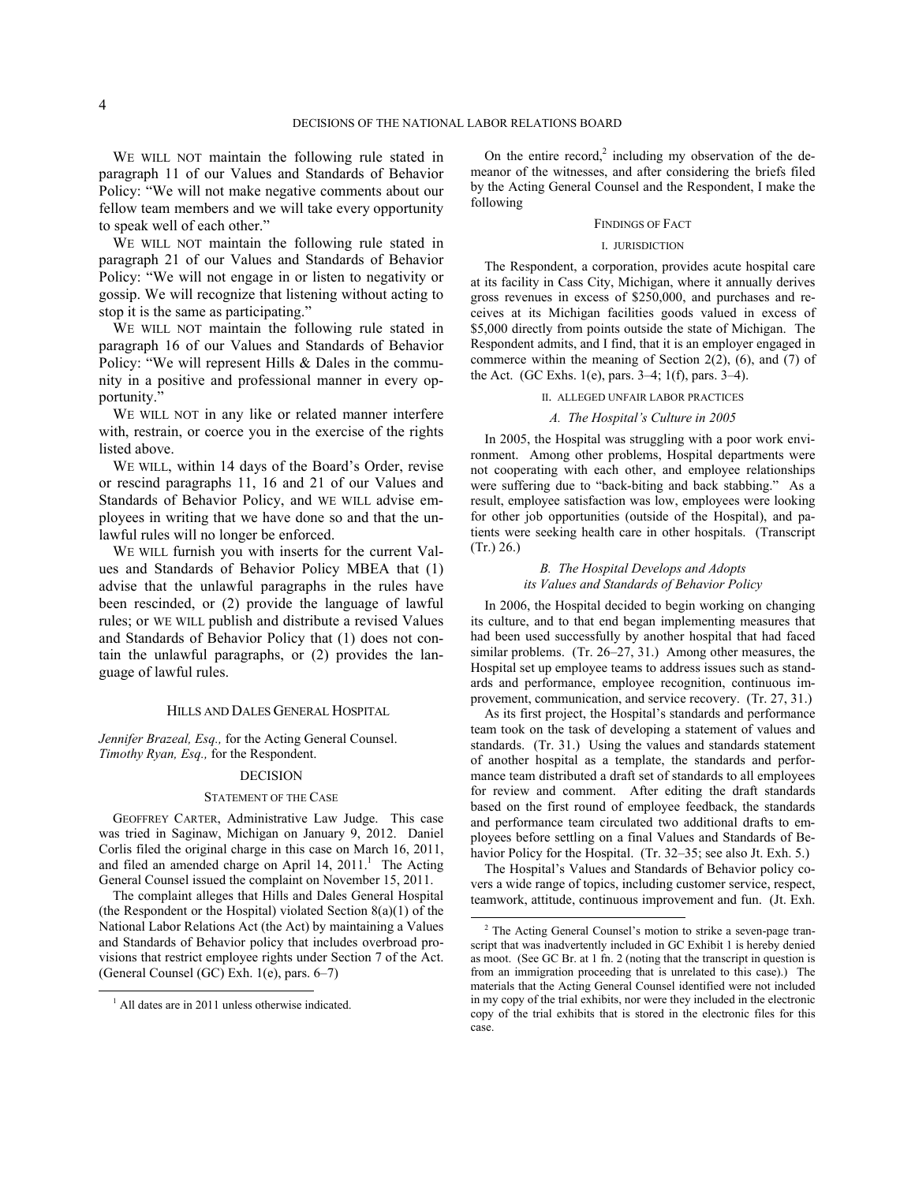WE WILL NOT maintain the following rule stated in paragraph 11 of our Values and Standards of Behavior Policy: "We will not make negative comments about our fellow team members and we will take every opportunity to speak well of each other."

WE WILL NOT maintain the following rule stated in paragraph 21 of our Values and Standards of Behavior Policy: "We will not engage in or listen to negativity or gossip. We will recognize that listening without acting to stop it is the same as participating."

WE WILL NOT maintain the following rule stated in paragraph 16 of our Values and Standards of Behavior Policy: "We will represent Hills & Dales in the community in a positive and professional manner in every opportunity."

WE WILL NOT in any like or related manner interfere with, restrain, or coerce you in the exercise of the rights listed above.

WE WILL, within 14 days of the Board's Order, revise or rescind paragraphs 11, 16 and 21 of our Values and Standards of Behavior Policy, and WE WILL advise employees in writing that we have done so and that the unlawful rules will no longer be enforced.

WE WILL furnish you with inserts for the current Values and Standards of Behavior Policy MBEA that (1) advise that the unlawful paragraphs in the rules have been rescinded, or (2) provide the language of lawful rules; or WE WILL publish and distribute a revised Values and Standards of Behavior Policy that (1) does not contain the unlawful paragraphs, or (2) provides the language of lawful rules.

HILLS AND DALES GENERAL HOSPITAL

*Jennifer Brazeal, Esq.,* for the Acting General Counsel.
*Timothy Ryan, Esq.,* for the Respondent.

## DECISION

### STATEMENT OF THE CASE

GEOFFREY CARTER, Administrative Law Judge. This case was tried in Saginaw, Michigan on January 9, 2012. Daniel Corlis filed the original charge in this case on March 16, 2011, and filed an amended charge on April 14, 2011.[1] The Acting General Counsel issued the complaint on November 15, 2011.

The complaint alleges that Hills and Dales General Hospital (the Respondent or the Hospital) violated Section 8(a)(1) of the National Labor Relations Act (the Act) by maintaining a Values and Standards of Behavior policy that includes overbroad provisions that restrict employee rights under Section 7 of the Act. (General Counsel (GC) Exh. 1(e), pars. 6–7)

On the entire record,[2] including my observation of the demeanor of the witnesses, and after considering the briefs filed by the Acting General Counsel and the Respondent, I make the following

### FINDINGS OF FACT

#### I. JURISDICTION

The Respondent, a corporation, provides acute hospital care at its facility in Cass City, Michigan, where it annually derives gross revenues in excess of $250,000, and purchases and receives at its Michigan facilities goods valued in excess of $5,000 directly from points outside the state of Michigan. The Respondent admits, and I find, that it is an employer engaged in commerce within the meaning of Section 2(2), (6), and (7) of the Act. (GC Exhs. 1(e), pars. 3–4; 1(f), pars. 3–4).

#### II. ALLEGED UNFAIR LABOR PRACTICES

##### *A. The Hospital's Culture in 2005*

In 2005, the Hospital was struggling with a poor work environment. Among other problems, Hospital departments were not cooperating with each other, and employee relationships were suffering due to "back-biting and back stabbing." As a result, employee satisfaction was low, employees were looking for other job opportunities (outside of the Hospital), and patients were seeking health care in other hospitals. (Transcript (Tr.) 26.)

##### *B. The Hospital Develops and Adopts its Values and Standards of Behavior Policy*

In 2006, the Hospital decided to begin working on changing its culture, and to that end began implementing measures that had been used successfully by another hospital that had faced similar problems. (Tr. 26–27, 31.) Among other measures, the Hospital set up employee teams to address issues such as standards and performance, employee recognition, continuous improvement, communication, and service recovery. (Tr. 27, 31.)

As its first project, the Hospital's standards and performance team took on the task of developing a statement of values and standards. (Tr. 31.) Using the values and standards statement of another hospital as a template, the standards and performance team distributed a draft set of standards to all employees for review and comment. After editing the draft standards based on the first round of employee feedback, the standards and performance team circulated two additional drafts to employees before settling on a final Values and Standards of Behavior Policy for the Hospital. (Tr. 32–35; see also Jt. Exh. 5.)

The Hospital's Values and Standards of Behavior policy covers a wide range of topics, including customer service, respect, teamwork, attitude, continuous improvement and fun. (Jt. Exh.

---

[1] All dates are in 2011 unless otherwise indicated.

[2] The Acting General Counsel's motion to strike a seven-page transcript that was inadvertently included in GC Exhibit 1 is hereby denied as moot. (See GC Br. at 1 fn. 2 (noting that the transcript in question is from an immigration proceeding that is unrelated to this case).) The materials that the Acting General Counsel identified were not included in my copy of the trial exhibits, nor were they included in the electronic copy of the trial exhibits that is stored in the electronic files for this case.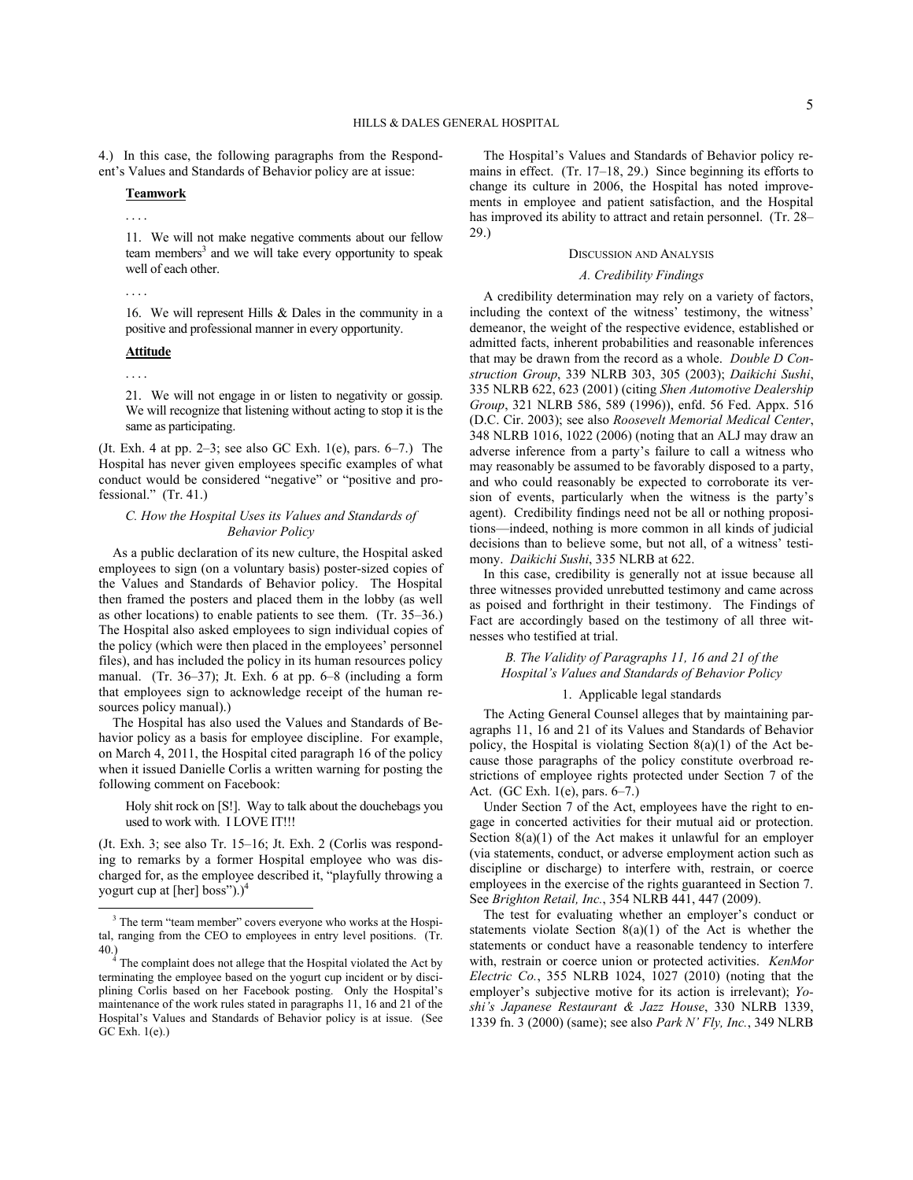4.) In this case, the following paragraphs from the Respondent's Values and Standards of Behavior policy are at issue:

> **Teamwork**
>
> . . . .
>
> 11. We will not make negative comments about our fellow team members[3] and we will take every opportunity to speak well of each other.
>
> . . . .
>
> 16. We will represent Hills & Dales in the community in a positive and professional manner in every opportunity.
>
> **Attitude**
>
> . . . .
>
> 21. We will not engage in or listen to negativity or gossip. We will recognize that listening without acting to stop it is the same as participating.

(Jt. Exh. 4 at pp. 2–3; see also GC Exh. 1(e), pars. 6–7.) The Hospital has never given employees specific examples of what conduct would be considered "negative" or "positive and professional." (Tr. 41.)

### *C. How the Hospital Uses its Values and Standards of Behavior Policy*

As a public declaration of its new culture, the Hospital asked employees to sign (on a voluntary basis) poster-sized copies of the Values and Standards of Behavior policy. The Hospital then framed the posters and placed them in the lobby (as well as other locations) to enable patients to see them. (Tr. 35–36.) The Hospital also asked employees to sign individual copies of the policy (which were then placed in the employees' personnel files), and has included the policy in its human resources policy manual. (Tr. 36–37); Jt. Exh. 6 at pp. 6–8 (including a form that employees sign to acknowledge receipt of the human resources policy manual).)

The Hospital has also used the Values and Standards of Behavior policy as a basis for employee discipline. For example, on March 4, 2011, the Hospital cited paragraph 16 of the policy when it issued Danielle Corlis a written warning for posting the following comment on Facebook:

> Holy shit rock on [S!]. Way to talk about the douchebags you used to work with. I LOVE IT!!!

(Jt. Exh. 3; see also Tr. 15–16; Jt. Exh. 2 (Corlis was responding to remarks by a former Hospital employee who was discharged for, as the employee described it, "playfully throwing a yogurt cup at [her] boss").)[4]

The Hospital's Values and Standards of Behavior policy remains in effect. (Tr. 17–18, 29.) Since beginning its efforts to change its culture in 2006, the Hospital has noted improvements in employee and patient satisfaction, and the Hospital has improved its ability to attract and retain personnel. (Tr. 28–29.)

## DISCUSSION AND ANALYSIS

### *A. Credibility Findings*

A credibility determination may rely on a variety of factors, including the context of the witness' testimony, the witness' demeanor, the weight of the respective evidence, established or admitted facts, inherent probabilities and reasonable inferences that may be drawn from the record as a whole. *Double D Construction Group*, 339 NLRB 303, 305 (2003); *Daikichi Sushi*, 335 NLRB 622, 623 (2001) (citing *Shen Automotive Dealership Group*, 321 NLRB 586, 589 (1996)), enfd. 56 Fed. Appx. 516 (D.C. Cir. 2003); see also *Roosevelt Memorial Medical Center*, 348 NLRB 1016, 1022 (2006) (noting that an ALJ may draw an adverse inference from a party's failure to call a witness who may reasonably be assumed to be favorably disposed to a party, and who could reasonably be expected to corroborate its version of events, particularly when the witness is the party's agent). Credibility findings need not be all or nothing propositions—indeed, nothing is more common in all kinds of judicial decisions than to believe some, but not all, of a witness' testimony. *Daikichi Sushi*, 335 NLRB at 622.

In this case, credibility is generally not at issue because all three witnesses provided unrebutted testimony and came across as poised and forthright in their testimony. The Findings of Fact are accordingly based on the testimony of all three witnesses who testified at trial.

### *B. The Validity of Paragraphs 11, 16 and 21 of the Hospital's Values and Standards of Behavior Policy*

#### 1. Applicable legal standards

The Acting General Counsel alleges that by maintaining paragraphs 11, 16 and 21 of its Values and Standards of Behavior policy, the Hospital is violating Section 8(a)(1) of the Act because those paragraphs of the policy constitute overbroad restrictions of employee rights protected under Section 7 of the Act. (GC Exh. 1(e), pars. 6–7.)

Under Section 7 of the Act, employees have the right to engage in concerted activities for their mutual aid or protection. Section 8(a)(1) of the Act makes it unlawful for an employer (via statements, conduct, or adverse employment action such as discipline or discharge) to interfere with, restrain, or coerce employees in the exercise of the rights guaranteed in Section 7. See *Brighton Retail, Inc.*, 354 NLRB 441, 447 (2009).

The test for evaluating whether an employer's conduct or statements violate Section 8(a)(1) of the Act is whether the statements or conduct have a reasonable tendency to interfere with, restrain or coerce union or protected activities. *KenMor Electric Co.*, 355 NLRB 1024, 1027 (2010) (noting that the employer's subjective motive for its action is irrelevant); *Yoshi's Japanese Restaurant & Jazz House*, 330 NLRB 1339, 1339 fn. 3 (2000) (same); see also *Park N' Fly, Inc.*, 349 NLRB

---

[3] The term "team member" covers everyone who works at the Hospital, ranging from the CEO to employees in entry level positions. (Tr. 40.)

[4] The complaint does not allege that the Hospital violated the Act by terminating the employee based on the yogurt cup incident or by disciplining Corlis based on her Facebook posting. Only the Hospital's maintenance of the work rules stated in paragraphs 11, 16 and 21 of the Hospital's Values and Standards of Behavior policy is at issue. (See GC Exh. 1(e).)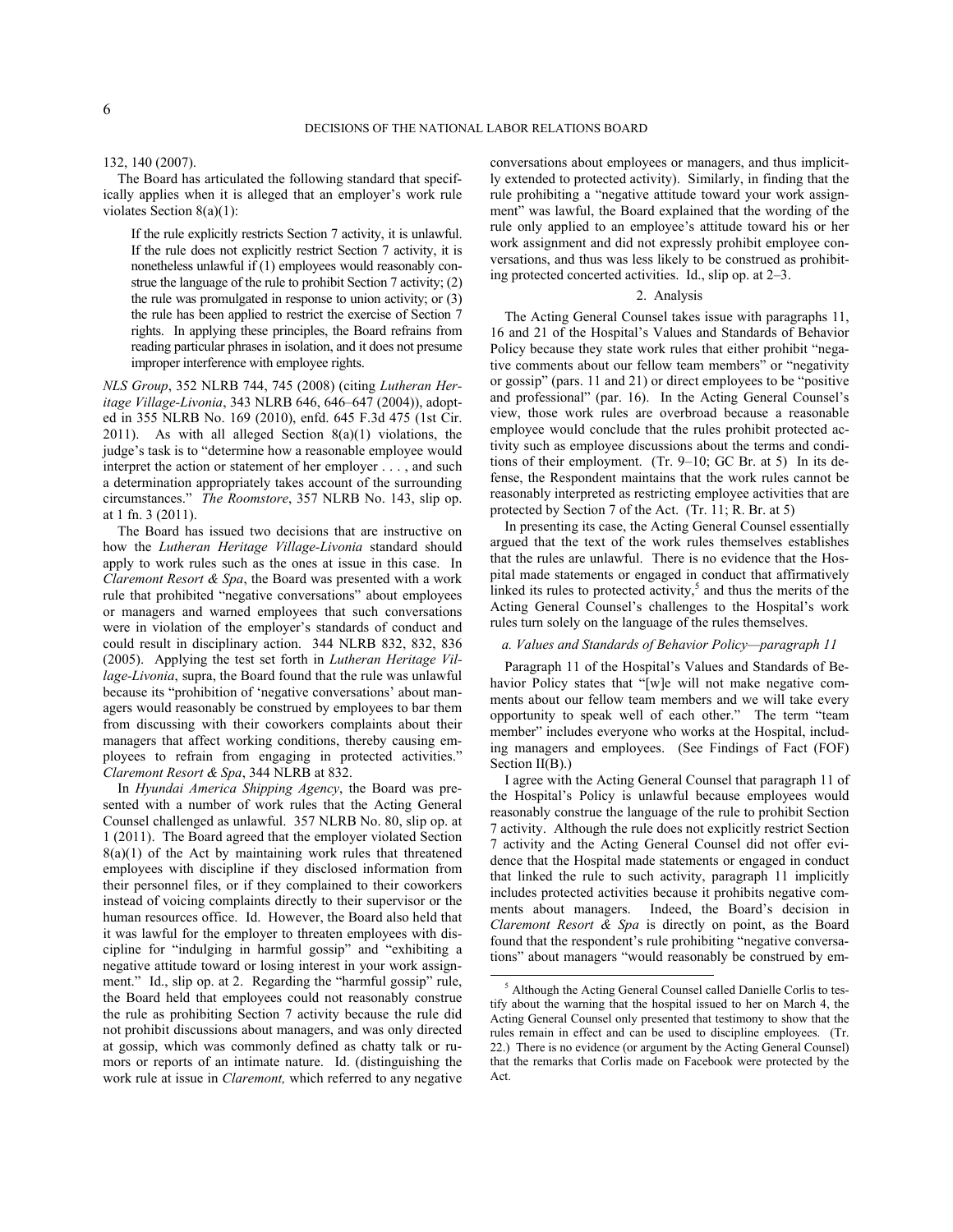132, 140 (2007).

The Board has articulated the following standard that specifically applies when it is alleged that an employer's work rule violates Section 8(a)(1):

> If the rule explicitly restricts Section 7 activity, it is unlawful. If the rule does not explicitly restrict Section 7 activity, it is nonetheless unlawful if (1) employees would reasonably construe the language of the rule to prohibit Section 7 activity; (2) the rule was promulgated in response to union activity; or (3) the rule has been applied to restrict the exercise of Section 7 rights. In applying these principles, the Board refrains from reading particular phrases in isolation, and it does not presume improper interference with employee rights.

*NLS Group*, 352 NLRB 744, 745 (2008) (citing *Lutheran Heritage Village-Livonia*, 343 NLRB 646, 646–647 (2004)), adopted in 355 NLRB No. 169 (2010), enfd. 645 F.3d 475 (1st Cir. 2011). As with all alleged Section 8(a)(1) violations, the judge's task is to "determine how a reasonable employee would interpret the action or statement of her employer . . . , and such a determination appropriately takes account of the surrounding circumstances." *The Roomstore*, 357 NLRB No. 143, slip op. at 1 fn. 3 (2011).

The Board has issued two decisions that are instructive on how the *Lutheran Heritage Village-Livonia* standard should apply to work rules such as the ones at issue in this case. In *Claremont Resort & Spa*, the Board was presented with a work rule that prohibited "negative conversations" about employees or managers and warned employees that such conversations were in violation of the employer's standards of conduct and could result in disciplinary action. 344 NLRB 832, 832, 836 (2005). Applying the test set forth in *Lutheran Heritage Village-Livonia*, supra, the Board found that the rule was unlawful because its "prohibition of 'negative conversations' about managers would reasonably be construed by employees to bar them from discussing with their coworkers complaints about their managers that affect working conditions, thereby causing employees to refrain from engaging in protected activities." *Claremont Resort & Spa*, 344 NLRB at 832.

In *Hyundai America Shipping Agency*, the Board was presented with a number of work rules that the Acting General Counsel challenged as unlawful. 357 NLRB No. 80, slip op. at 1 (2011). The Board agreed that the employer violated Section 8(a)(1) of the Act by maintaining work rules that threatened employees with discipline if they disclosed information from their personnel files, or if they complained to their coworkers instead of voicing complaints directly to their supervisor or the human resources office. Id. However, the Board also held that it was lawful for the employer to threaten employees with discipline for "indulging in harmful gossip" and "exhibiting a negative attitude toward or losing interest in your work assignment." Id., slip op. at 2. Regarding the "harmful gossip" rule, the Board held that employees could not reasonably construe the rule as prohibiting Section 7 activity because the rule did not prohibit discussions about managers, and was only directed at gossip, which was commonly defined as chatty talk or rumors or reports of an intimate nature. Id. (distinguishing the work rule at issue in *Claremont,* which referred to any negative conversations about employees or managers, and thus implicitly extended to protected activity). Similarly, in finding that the rule prohibiting a "negative attitude toward your work assignment" was lawful, the Board explained that the wording of the rule only applied to an employee's attitude toward his or her work assignment and did not expressly prohibit employee conversations, and thus was less likely to be construed as prohibiting protected concerted activities. Id., slip op. at 2–3.

### 2. Analysis

The Acting General Counsel takes issue with paragraphs 11, 16 and 21 of the Hospital's Values and Standards of Behavior Policy because they state work rules that either prohibit "negative comments about our fellow team members" or "negativity or gossip" (pars. 11 and 21) or direct employees to be "positive and professional" (par. 16). In the Acting General Counsel's view, those work rules are overbroad because a reasonable employee would conclude that the rules prohibit protected activity such as employee discussions about the terms and conditions of their employment. (Tr. 9–10; GC Br. at 5) In its defense, the Respondent maintains that the work rules cannot be reasonably interpreted as restricting employee activities that are protected by Section 7 of the Act. (Tr. 11; R. Br. at 5)

In presenting its case, the Acting General Counsel essentially argued that the text of the work rules themselves establishes that the rules are unlawful. There is no evidence that the Hospital made statements or engaged in conduct that affirmatively linked its rules to protected activity,[5] and thus the merits of the Acting General Counsel's challenges to the Hospital's work rules turn solely on the language of the rules themselves.

#### *a. Values and Standards of Behavior Policy—paragraph 11*

Paragraph 11 of the Hospital's Values and Standards of Behavior Policy states that "[w]e will not make negative comments about our fellow team members and we will take every opportunity to speak well of each other." The term "team member" includes everyone who works at the Hospital, including managers and employees. (See Findings of Fact (FOF) Section II(B).)

I agree with the Acting General Counsel that paragraph 11 of the Hospital's Policy is unlawful because employees would reasonably construe the language of the rule to prohibit Section 7 activity. Although the rule does not explicitly restrict Section 7 activity and the Acting General Counsel did not offer evidence that the Hospital made statements or engaged in conduct that linked the rule to such activity, paragraph 11 implicitly includes protected activities because it prohibits negative comments about managers. Indeed, the Board's decision in *Claremont Resort & Spa* is directly on point, as the Board found that the respondent's rule prohibiting "negative conversations" about managers "would reasonably be construed by em-

[5] Although the Acting General Counsel called Danielle Corlis to testify about the warning that the hospital issued to her on March 4, the Acting General Counsel only presented that testimony to show that the rules remain in effect and can be used to discipline employees. (Tr. 22.) There is no evidence (or argument by the Acting General Counsel) that the remarks that Corlis made on Facebook were protected by the Act.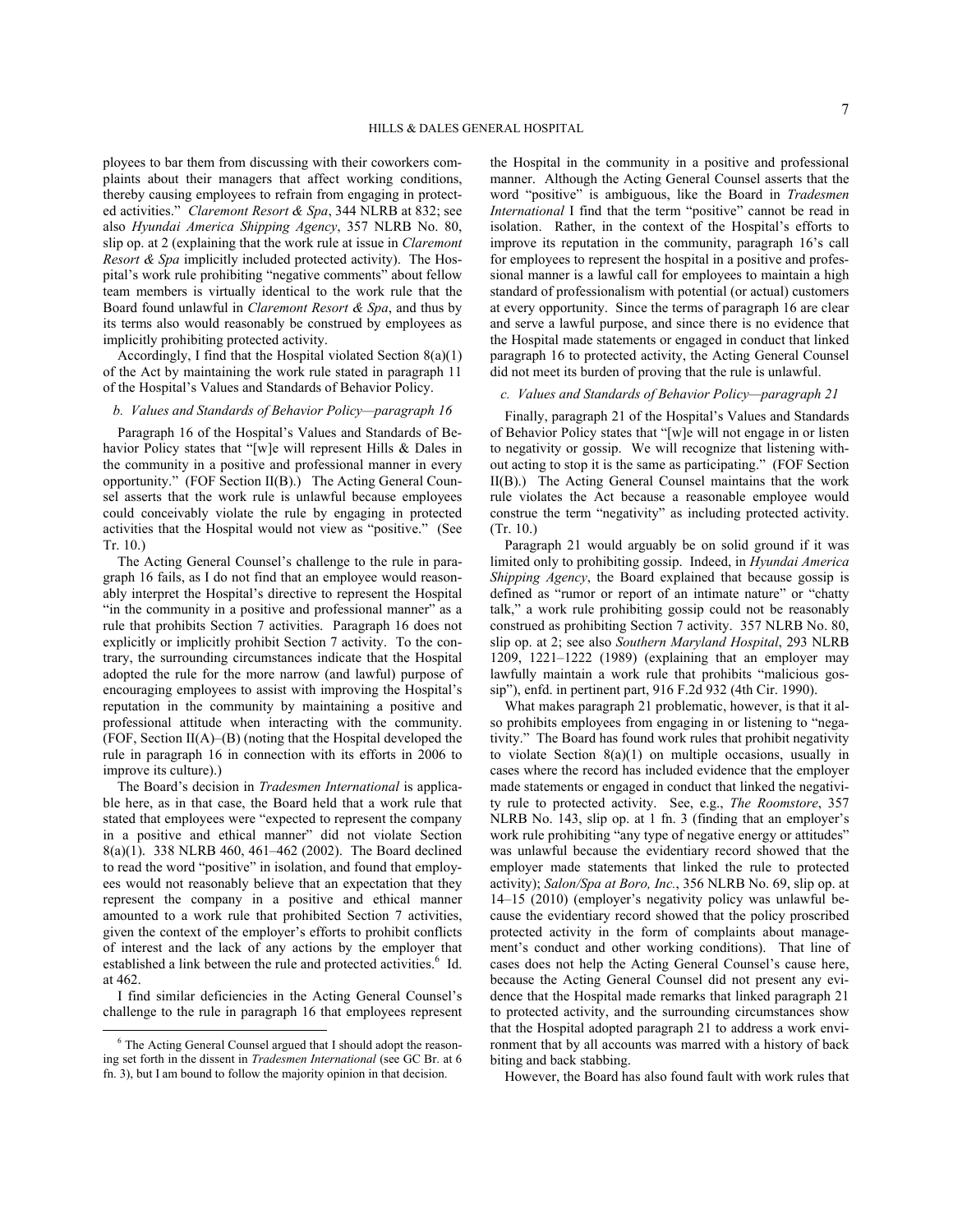ployees to bar them from discussing with their coworkers complaints about their managers that affect working conditions, thereby causing employees to refrain from engaging in protected activities." *Claremont Resort & Spa*, 344 NLRB at 832; see also *Hyundai America Shipping Agency*, 357 NLRB No. 80, slip op. at 2 (explaining that the work rule at issue in *Claremont Resort & Spa* implicitly included protected activity). The Hospital's work rule prohibiting "negative comments" about fellow team members is virtually identical to the work rule that the Board found unlawful in *Claremont Resort & Spa*, and thus by its terms also would reasonably be construed by employees as implicitly prohibiting protected activity.

Accordingly, I find that the Hospital violated Section 8(a)(1) of the Act by maintaining the work rule stated in paragraph 11 of the Hospital's Values and Standards of Behavior Policy.

*b. Values and Standards of Behavior Policy—paragraph 16*

Paragraph 16 of the Hospital's Values and Standards of Behavior Policy states that "[w]e will represent Hills & Dales in the community in a positive and professional manner in every opportunity." (FOF Section II(B).) The Acting General Counsel asserts that the work rule is unlawful because employees could conceivably violate the rule by engaging in protected activities that the Hospital would not view as "positive." (See Tr. 10.)

The Acting General Counsel's challenge to the rule in paragraph 16 fails, as I do not find that an employee would reasonably interpret the Hospital's directive to represent the Hospital "in the community in a positive and professional manner" as a rule that prohibits Section 7 activities. Paragraph 16 does not explicitly or implicitly prohibit Section 7 activity. To the contrary, the surrounding circumstances indicate that the Hospital adopted the rule for the more narrow (and lawful) purpose of encouraging employees to assist with improving the Hospital's reputation in the community by maintaining a positive and professional attitude when interacting with the community. (FOF, Section II(A)–(B) (noting that the Hospital developed the rule in paragraph 16 in connection with its efforts in 2006 to improve its culture).)

The Board's decision in *Tradesmen International* is applicable here, as in that case, the Board held that a work rule that stated that employees were "expected to represent the company in a positive and ethical manner" did not violate Section 8(a)(1). 338 NLRB 460, 461–462 (2002). The Board declined to read the word "positive" in isolation, and found that employees would not reasonably believe that an expectation that they represent the company in a positive and ethical manner amounted to a work rule that prohibited Section 7 activities, given the context of the employer's efforts to prohibit conflicts of interest and the lack of any actions by the employer that established a link between the rule and protected activities.[6] Id. at 462.

I find similar deficiencies in the Acting General Counsel's challenge to the rule in paragraph 16 that employees represent the Hospital in the community in a positive and professional manner. Although the Acting General Counsel asserts that the word "positive" is ambiguous, like the Board in *Tradesmen International* I find that the term "positive" cannot be read in isolation. Rather, in the context of the Hospital's efforts to improve its reputation in the community, paragraph 16's call for employees to represent the hospital in a positive and professional manner is a lawful call for employees to maintain a high standard of professionalism with potential (or actual) customers at every opportunity. Since the terms of paragraph 16 are clear and serve a lawful purpose, and since there is no evidence that the Hospital made statements or engaged in conduct that linked paragraph 16 to protected activity, the Acting General Counsel did not meet its burden of proving that the rule is unlawful.

*c. Values and Standards of Behavior Policy—paragraph 21*

Finally, paragraph 21 of the Hospital's Values and Standards of Behavior Policy states that "[w]e will not engage in or listen to negativity or gossip. We will recognize that listening without acting to stop it is the same as participating." (FOF Section II(B).) The Acting General Counsel maintains that the work rule violates the Act because a reasonable employee would construe the term "negativity" as including protected activity. (Tr. 10.)

Paragraph 21 would arguably be on solid ground if it was limited only to prohibiting gossip. Indeed, in *Hyundai America Shipping Agency*, the Board explained that because gossip is defined as "rumor or report of an intimate nature" or "chatty talk," a work rule prohibiting gossip could not be reasonably construed as prohibiting Section 7 activity. 357 NLRB No. 80, slip op. at 2; see also *Southern Maryland Hospital*, 293 NLRB 1209, 1221–1222 (1989) (explaining that an employer may lawfully maintain a work rule that prohibits "malicious gossip"), enfd. in pertinent part, 916 F.2d 932 (4th Cir. 1990).

What makes paragraph 21 problematic, however, is that it also prohibits employees from engaging in or listening to "negativity." The Board has found work rules that prohibit negativity to violate Section 8(a)(1) on multiple occasions, usually in cases where the record has included evidence that the employer made statements or engaged in conduct that linked the negativity rule to protected activity. See, e.g., *The Roomstore*, 357 NLRB No. 143, slip op. at 1 fn. 3 (finding that an employer's work rule prohibiting "any type of negative energy or attitudes" was unlawful because the evidentiary record showed that the employer made statements that linked the rule to protected activity); *Salon/Spa at Boro, Inc.*, 356 NLRB No. 69, slip op. at 14–15 (2010) (employer's negativity policy was unlawful because the evidentiary record showed that the policy proscribed protected activity in the form of complaints about management's conduct and other working conditions). That line of cases does not help the Acting General Counsel's cause here, because the Acting General Counsel did not present any evidence that the Hospital made remarks that linked paragraph 21 to protected activity, and the surrounding circumstances show that the Hospital adopted paragraph 21 to address a work environment that by all accounts was marred with a history of back biting and back stabbing.

However, the Board has also found fault with work rules that

---

[6] The Acting General Counsel argued that I should adopt the reasoning set forth in the dissent in *Tradesmen International* (see GC Br. at 6 fn. 3), but I am bound to follow the majority opinion in that decision.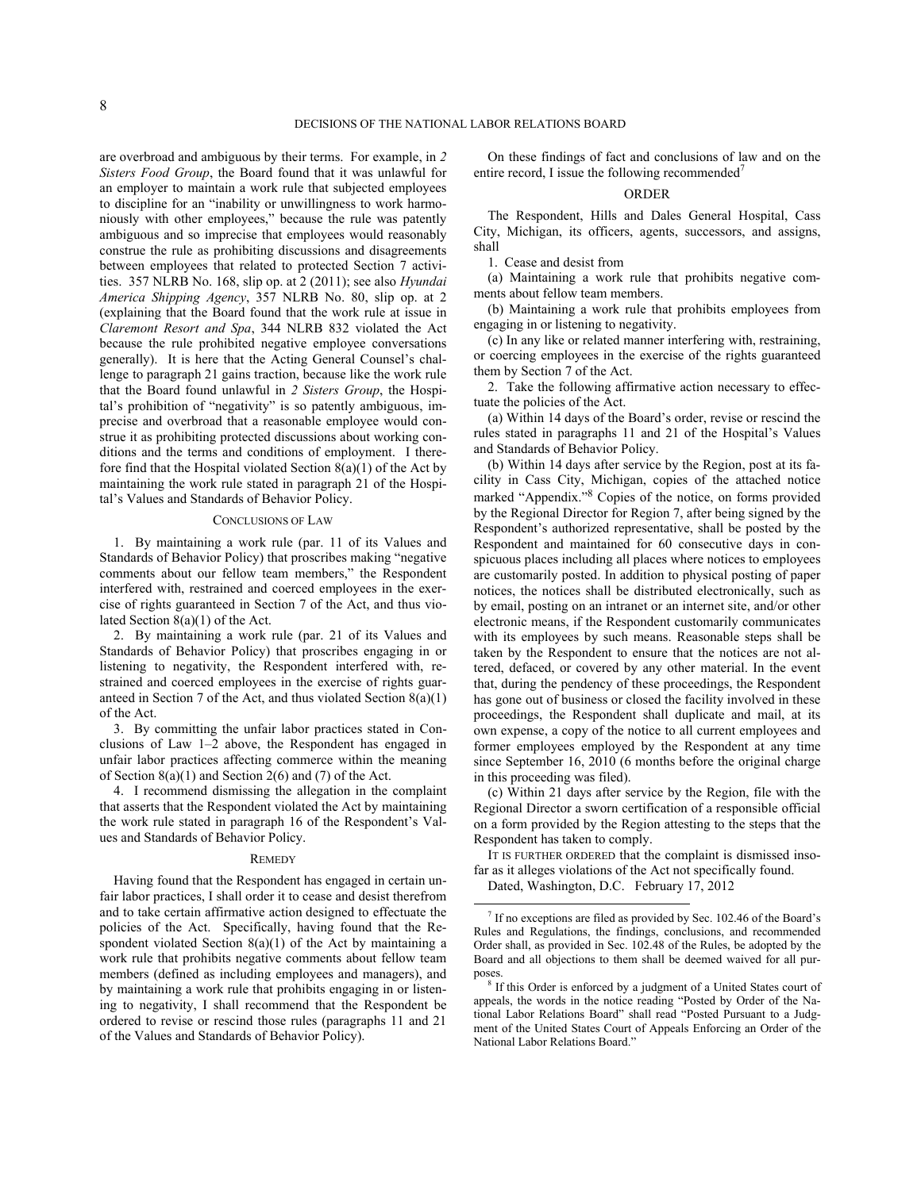are overbroad and ambiguous by their terms. For example, in *2 Sisters Food Group*, the Board found that it was unlawful for an employer to maintain a work rule that subjected employees to discipline for an "inability or unwillingness to work harmoniously with other employees," because the rule was patently ambiguous and so imprecise that employees would reasonably construe the rule as prohibiting discussions and disagreements between employees that related to protected Section 7 activities. 357 NLRB No. 168, slip op. at 2 (2011); see also *Hyundai America Shipping Agency*, 357 NLRB No. 80, slip op. at 2 (explaining that the Board found that the work rule at issue in *Claremont Resort and Spa*, 344 NLRB 832 violated the Act because the rule prohibited negative employee conversations generally). It is here that the Acting General Counsel's challenge to paragraph 21 gains traction, because like the work rule that the Board found unlawful in *2 Sisters Group*, the Hospital's prohibition of "negativity" is so patently ambiguous, imprecise and overbroad that a reasonable employee would construe it as prohibiting protected discussions about working conditions and the terms and conditions of employment. I therefore find that the Hospital violated Section 8(a)(1) of the Act by maintaining the work rule stated in paragraph 21 of the Hospital's Values and Standards of Behavior Policy.

## CONCLUSIONS OF LAW

1. By maintaining a work rule (par. 11 of its Values and Standards of Behavior Policy) that proscribes making "negative comments about our fellow team members," the Respondent interfered with, restrained and coerced employees in the exercise of rights guaranteed in Section 7 of the Act, and thus violated Section 8(a)(1) of the Act.

2. By maintaining a work rule (par. 21 of its Values and Standards of Behavior Policy) that proscribes engaging in or listening to negativity, the Respondent interfered with, restrained and coerced employees in the exercise of rights guaranteed in Section 7 of the Act, and thus violated Section 8(a)(1) of the Act.

3. By committing the unfair labor practices stated in Conclusions of Law 1–2 above, the Respondent has engaged in unfair labor practices affecting commerce within the meaning of Section 8(a)(1) and Section 2(6) and (7) of the Act.

4. I recommend dismissing the allegation in the complaint that asserts that the Respondent violated the Act by maintaining the work rule stated in paragraph 16 of the Respondent's Values and Standards of Behavior Policy.

## REMEDY

Having found that the Respondent has engaged in certain unfair labor practices, I shall order it to cease and desist therefrom and to take certain affirmative action designed to effectuate the policies of the Act. Specifically, having found that the Respondent violated Section 8(a)(1) of the Act by maintaining a work rule that prohibits negative comments about fellow team members (defined as including employees and managers), and by maintaining a work rule that prohibits engaging in or listening to negativity, I shall recommend that the Respondent be ordered to revise or rescind those rules (paragraphs 11 and 21 of the Values and Standards of Behavior Policy).

On these findings of fact and conclusions of law and on the entire record, I issue the following recommended[7]

## ORDER

The Respondent, Hills and Dales General Hospital, Cass City, Michigan, its officers, agents, successors, and assigns, shall

1. Cease and desist from

(a) Maintaining a work rule that prohibits negative comments about fellow team members.

(b) Maintaining a work rule that prohibits employees from engaging in or listening to negativity.

(c) In any like or related manner interfering with, restraining, or coercing employees in the exercise of the rights guaranteed them by Section 7 of the Act.

2. Take the following affirmative action necessary to effectuate the policies of the Act.

(a) Within 14 days of the Board's order, revise or rescind the rules stated in paragraphs 11 and 21 of the Hospital's Values and Standards of Behavior Policy.

(b) Within 14 days after service by the Region, post at its facility in Cass City, Michigan, copies of the attached notice marked "Appendix."[8] Copies of the notice, on forms provided by the Regional Director for Region 7, after being signed by the Respondent's authorized representative, shall be posted by the Respondent and maintained for 60 consecutive days in conspicuous places including all places where notices to employees are customarily posted. In addition to physical posting of paper notices, the notices shall be distributed electronically, such as by email, posting on an intranet or an internet site, and/or other electronic means, if the Respondent customarily communicates with its employees by such means. Reasonable steps shall be taken by the Respondent to ensure that the notices are not altered, defaced, or covered by any other material. In the event that, during the pendency of these proceedings, the Respondent has gone out of business or closed the facility involved in these proceedings, the Respondent shall duplicate and mail, at its own expense, a copy of the notice to all current employees and former employees employed by the Respondent at any time since September 16, 2010 (6 months before the original charge in this proceeding was filed).

(c) Within 21 days after service by the Region, file with the Regional Director a sworn certification of a responsible official on a form provided by the Region attesting to the steps that the Respondent has taken to comply.

IT IS FURTHER ORDERED that the complaint is dismissed insofar as it alleges violations of the Act not specifically found.

Dated, Washington, D.C. February 17, 2012

---

[7] If no exceptions are filed as provided by Sec. 102.46 of the Board's Rules and Regulations, the findings, conclusions, and recommended Order shall, as provided in Sec. 102.48 of the Rules, be adopted by the Board and all objections to them shall be deemed waived for all purposes.

[8] If this Order is enforced by a judgment of a United States court of appeals, the words in the notice reading "Posted by Order of the National Labor Relations Board" shall read "Posted Pursuant to a Judgment of the United States Court of Appeals Enforcing an Order of the National Labor Relations Board."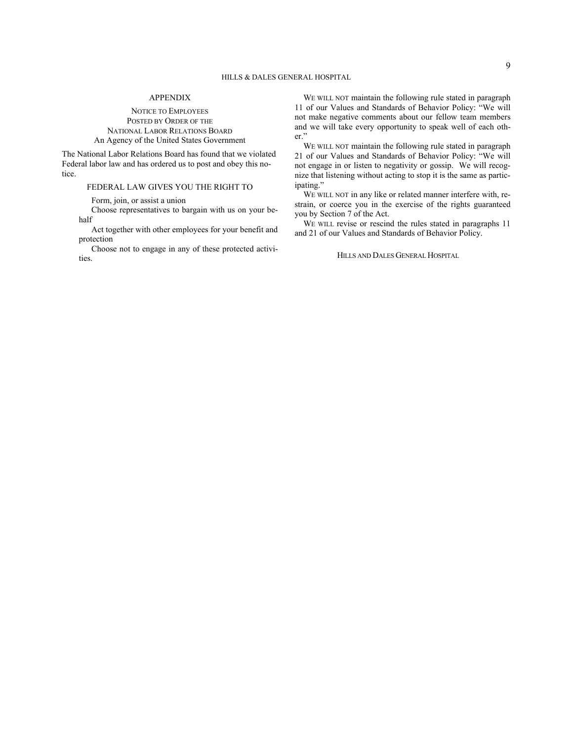## APPENDIX

NOTICE TO EMPLOYEES
POSTED BY ORDER OF THE
NATIONAL LABOR RELATIONS BOARD
An Agency of the United States Government

The National Labor Relations Board has found that we violated Federal labor law and has ordered us to post and obey this notice.

FEDERAL LAW GIVES YOU THE RIGHT TO

Form, join, or assist a union

Choose representatives to bargain with us on your behalf

Act together with other employees for your benefit and protection

Choose not to engage in any of these protected activities.

WE WILL NOT maintain the following rule stated in paragraph 11 of our Values and Standards of Behavior Policy: "We will not make negative comments about our fellow team members and we will take every opportunity to speak well of each other."

WE WILL NOT maintain the following rule stated in paragraph 21 of our Values and Standards of Behavior Policy: "We will not engage in or listen to negativity or gossip. We will recognize that listening without acting to stop it is the same as participating."

WE WILL NOT in any like or related manner interfere with, restrain, or coerce you in the exercise of the rights guaranteed you by Section 7 of the Act.

WE WILL revise or rescind the rules stated in paragraphs 11 and 21 of our Values and Standards of Behavior Policy.

HILLS AND DALES GENERAL HOSPITAL